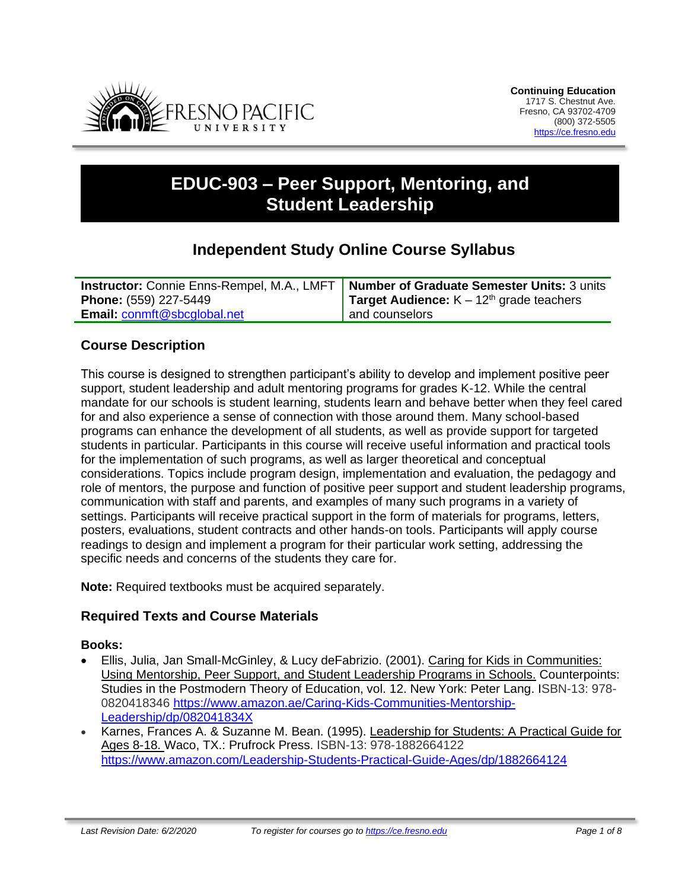**Continuing Education**
1717 S. Chestnut Ave.
Fresno, CA 93702-4709
(800) 372-5505
https://ce.fresno.edu

# EDUC-903 – Peer Support, Mentoring, and Student Leadership

## Independent Study Online Course Syllabus

| **Instructor:** Connie Enns-Rempel, M.A., LMFT<br>**Phone:** (559) 227-5449<br>**Email:** conmft@sbcglobal.net | **Number of Graduate Semester Units:** 3 units<br>**Target Audience:** K – 12th grade teachers and counselors |
|---|---|

### Course Description

This course is designed to strengthen participant's ability to develop and implement positive peer support, student leadership and adult mentoring programs for grades K-12. While the central mandate for our schools is student learning, students learn and behave better when they feel cared for and also experience a sense of connection with those around them. Many school-based programs can enhance the development of all students, as well as provide support for targeted students in particular. Participants in this course will receive useful information and practical tools for the implementation of such programs, as well as larger theoretical and conceptual considerations. Topics include program design, implementation and evaluation, the pedagogy and role of mentors, the purpose and function of positive peer support and student leadership programs, communication with staff and parents, and examples of many such programs in a variety of settings. Participants will receive practical support in the form of materials for programs, letters, posters, evaluations, student contracts and other hands-on tools. Participants will apply course readings to design and implement a program for their particular work setting, addressing the specific needs and concerns of the students they care for.

**Note:** Required textbooks must be acquired separately.

### Required Texts and Course Materials

**Books:**

- Ellis, Julia, Jan Small-McGinley, & Lucy deFabrizio. (2001). Caring for Kids in Communities: Using Mentorship, Peer Support, and Student Leadership Programs in Schools. Counterpoints: Studies in the Postmodern Theory of Education, vol. 12. New York: Peter Lang. ISBN-13: 978-0820418346 https://www.amazon.ae/Caring-Kids-Communities-Mentorship-Leadership/dp/082041834X
- Karnes, Frances A. & Suzanne M. Bean. (1995). Leadership for Students: A Practical Guide for Ages 8-18. Waco, TX.: Prufrock Press. ISBN-13: 978-1882664122 https://www.amazon.com/Leadership-Students-Practical-Guide-Ages/dp/1882664124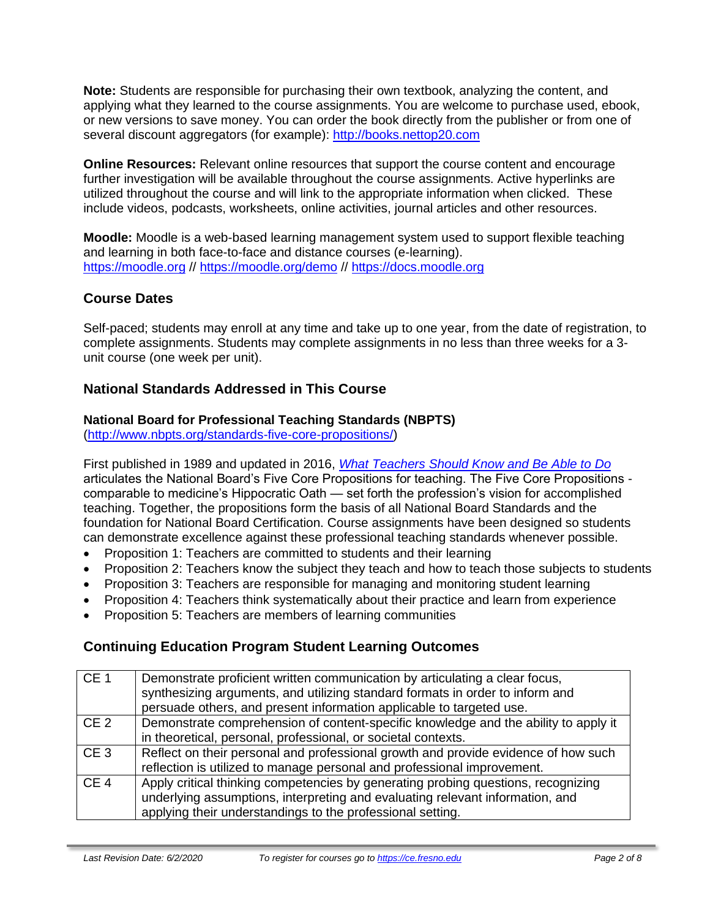**Note:** Students are responsible for purchasing their own textbook, analyzing the content, and applying what they learned to the course assignments. You are welcome to purchase used, ebook, or new versions to save money. You can order the book directly from the publisher or from one of several discount aggregators (for example): http://books.nettop20.com

**Online Resources:** Relevant online resources that support the course content and encourage further investigation will be available throughout the course assignments. Active hyperlinks are utilized throughout the course and will link to the appropriate information when clicked. These include videos, podcasts, worksheets, online activities, journal articles and other resources.

**Moodle:** Moodle is a web-based learning management system used to support flexible teaching and learning in both face-to-face and distance courses (e-learning).
https://moodle.org // https://moodle.org/demo // https://docs.moodle.org

## Course Dates

Self-paced; students may enroll at any time and take up to one year, from the date of registration, to complete assignments. Students may complete assignments in no less than three weeks for a 3-unit course (one week per unit).

## National Standards Addressed in This Course

**National Board for Professional Teaching Standards (NBPTS)**
(http://www.nbpts.org/standards-five-core-propositions/)

First published in 1989 and updated in 2016, *What Teachers Should Know and Be Able to Do* articulates the National Board's Five Core Propositions for teaching. The Five Core Propositions - comparable to medicine's Hippocratic Oath — set forth the profession's vision for accomplished teaching. Together, the propositions form the basis of all National Board Standards and the foundation for National Board Certification. Course assignments have been designed so students can demonstrate excellence against these professional teaching standards whenever possible.

- Proposition 1: Teachers are committed to students and their learning
- Proposition 2: Teachers know the subject they teach and how to teach those subjects to students
- Proposition 3: Teachers are responsible for managing and monitoring student learning
- Proposition 4: Teachers think systematically about their practice and learn from experience
- Proposition 5: Teachers are members of learning communities

## Continuing Education Program Student Learning Outcomes

| | |
|---|---|
| CE 1 | Demonstrate proficient written communication by articulating a clear focus, synthesizing arguments, and utilizing standard formats in order to inform and persuade others, and present information applicable to targeted use. |
| CE 2 | Demonstrate comprehension of content-specific knowledge and the ability to apply it in theoretical, personal, professional, or societal contexts. |
| CE 3 | Reflect on their personal and professional growth and provide evidence of how such reflection is utilized to manage personal and professional improvement. |
| CE 4 | Apply critical thinking competencies by generating probing questions, recognizing underlying assumptions, interpreting and evaluating relevant information, and applying their understandings to the professional setting. |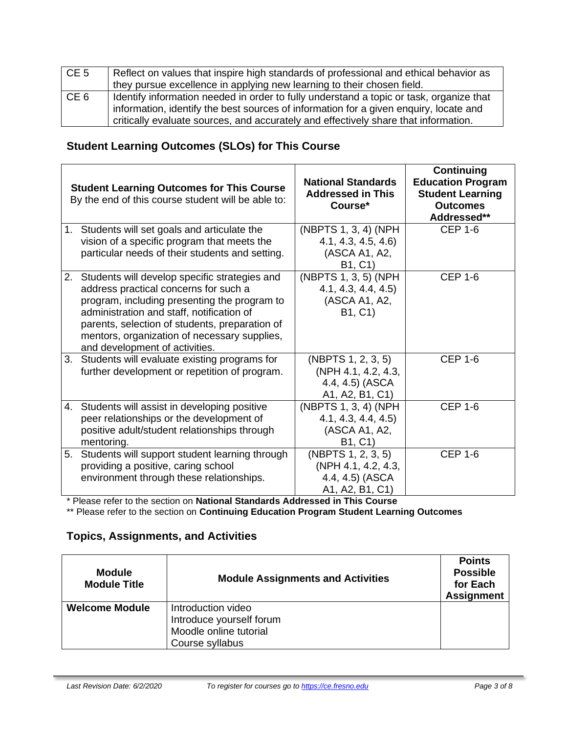| | |
|---|---|
| CE 5 | Reflect on values that inspire high standards of professional and ethical behavior as they pursue excellence in applying new learning to their chosen field. |
| CE 6 | Identify information needed in order to fully understand a topic or task, organize that information, identify the best sources of information for a given enquiry, locate and critically evaluate sources, and accurately and effectively share that information. |

## Student Learning Outcomes (SLOs) for This Course

| **Student Learning Outcomes for This Course** By the end of this course student will be able to: | **National Standards Addressed in This Course*** | **Continuing Education Program Student Learning Outcomes Addressed**** |
|---|---|---|
| 1. Students will set goals and articulate the vision of a specific program that meets the particular needs of their students and setting. | (NBPTS 1, 3, 4) (NPH 4.1, 4.3, 4.5, 4.6) (ASCA A1, A2, B1, C1) | CEP 1-6 |
| 2. Students will develop specific strategies and address practical concerns for such a program, including presenting the program to administration and staff, notification of parents, selection of students, preparation of mentors, organization of necessary supplies, and development of activities. | (NBPTS 1, 3, 5) (NPH 4.1, 4.3, 4.4, 4.5) (ASCA A1, A2, B1, C1) | CEP 1-6 |
| 3. Students will evaluate existing programs for further development or repetition of program. | (NBPTS 1, 2, 3, 5) (NPH 4.1, 4.2, 4.3, 4.4, 4.5) (ASCA A1, A2, B1, C1) | CEP 1-6 |
| 4. Students will assist in developing positive peer relationships or the development of positive adult/student relationships through mentoring. | (NBPTS 1, 3, 4) (NPH 4.1, 4.3, 4.4, 4.5) (ASCA A1, A2, B1, C1) | CEP 1-6 |
| 5. Students will support student learning through providing a positive, caring school environment through these relationships. | (NBPTS 1, 2, 3, 5) (NPH 4.1, 4.2, 4.3, 4.4, 4.5) (ASCA A1, A2, B1, C1) | CEP 1-6 |

\* Please refer to the section on **National Standards Addressed in This Course**

\*\* Please refer to the section on **Continuing Education Program Student Learning Outcomes**

## Topics, Assignments, and Activities

| **Module Module Title** | **Module Assignments and Activities** | **Points Possible for Each Assignment** |
|---|---|---|
| **Welcome Module** | Introduction video<br>Introduce yourself forum<br>Moodle online tutorial<br>Course syllabus | |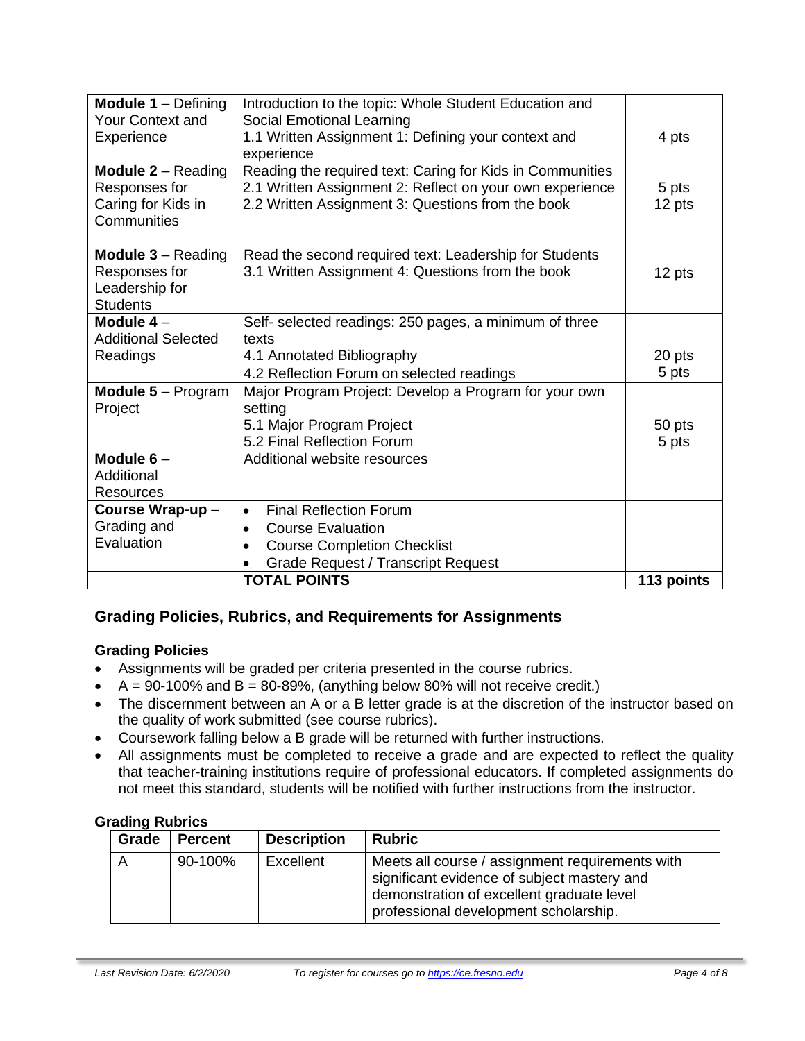| | | |
|---|---|---|
| **Module 1** – Defining Your Context and Experience | Introduction to the topic: Whole Student Education and Social Emotional Learning<br>1.1 Written Assignment 1: Defining your context and experience | 4 pts |
| **Module 2** – Reading Responses for Caring for Kids in Communities | Reading the required text: Caring for Kids in Communities<br>2.1 Written Assignment 2: Reflect on your own experience<br>2.2 Written Assignment 3: Questions from the book | 5 pts<br>12 pts |
| **Module 3** – Reading Responses for Leadership for Students | Read the second required text: Leadership for Students<br>3.1 Written Assignment 4: Questions from the book | 12 pts |
| **Module 4** – Additional Selected Readings | Self- selected readings: 250 pages, a minimum of three texts<br>4.1 Annotated Bibliography<br>4.2 Reflection Forum on selected readings | 20 pts<br>5 pts |
| **Module 5** – Program Project | Major Program Project: Develop a Program for your own setting<br>5.1 Major Program Project<br>5.2 Final Reflection Forum | 50 pts<br>5 pts |
| **Module 6** – Additional Resources | Additional website resources | |
| **Course Wrap-up** – Grading and Evaluation | • Final Reflection Forum<br>• Course Evaluation<br>• Course Completion Checklist<br>• Grade Request / Transcript Request | |
| | **TOTAL POINTS** | **113 points** |

## Grading Policies, Rubrics, and Requirements for Assignments

### Grading Policies

- Assignments will be graded per criteria presented in the course rubrics.
- A = 90-100% and B = 80-89%, (anything below 80% will not receive credit.)
- The discernment between an A or a B letter grade is at the discretion of the instructor based on the quality of work submitted (see course rubrics).
- Coursework falling below a B grade will be returned with further instructions.
- All assignments must be completed to receive a grade and are expected to reflect the quality that teacher-training institutions require of professional educators. If completed assignments do not meet this standard, students will be notified with further instructions from the instructor.

### Grading Rubrics

| Grade | Percent | Description | Rubric |
|---|---|---|---|
| A | 90-100% | Excellent | Meets all course / assignment requirements with significant evidence of subject mastery and demonstration of excellent graduate level professional development scholarship. |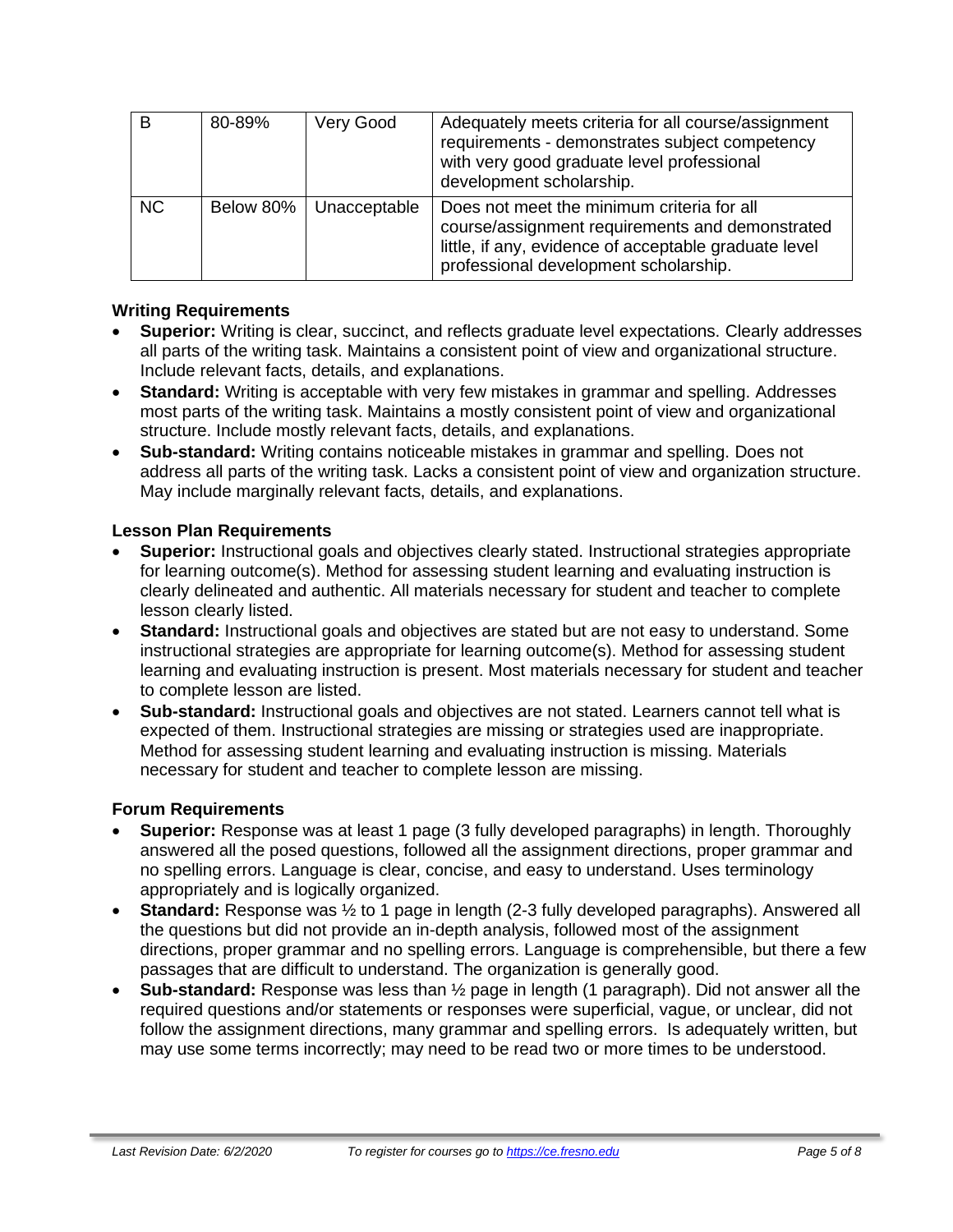| | | | |
|---|---|---|---|
| B | 80-89% | Very Good | Adequately meets criteria for all course/assignment requirements - demonstrates subject competency with very good graduate level professional development scholarship. |
| NC | Below 80% | Unacceptable | Does not meet the minimum criteria for all course/assignment requirements and demonstrated little, if any, evidence of acceptable graduate level professional development scholarship. |

### Writing Requirements

- **Superior:** Writing is clear, succinct, and reflects graduate level expectations. Clearly addresses all parts of the writing task. Maintains a consistent point of view and organizational structure. Include relevant facts, details, and explanations.
- **Standard:** Writing is acceptable with very few mistakes in grammar and spelling. Addresses most parts of the writing task. Maintains a mostly consistent point of view and organizational structure. Include mostly relevant facts, details, and explanations.
- **Sub-standard:** Writing contains noticeable mistakes in grammar and spelling. Does not address all parts of the writing task. Lacks a consistent point of view and organization structure. May include marginally relevant facts, details, and explanations.

### Lesson Plan Requirements

- **Superior:** Instructional goals and objectives clearly stated. Instructional strategies appropriate for learning outcome(s). Method for assessing student learning and evaluating instruction is clearly delineated and authentic. All materials necessary for student and teacher to complete lesson clearly listed.
- **Standard:** Instructional goals and objectives are stated but are not easy to understand. Some instructional strategies are appropriate for learning outcome(s). Method for assessing student learning and evaluating instruction is present. Most materials necessary for student and teacher to complete lesson are listed.
- **Sub-standard:** Instructional goals and objectives are not stated. Learners cannot tell what is expected of them. Instructional strategies are missing or strategies used are inappropriate. Method for assessing student learning and evaluating instruction is missing. Materials necessary for student and teacher to complete lesson are missing.

### Forum Requirements

- **Superior:** Response was at least 1 page (3 fully developed paragraphs) in length. Thoroughly answered all the posed questions, followed all the assignment directions, proper grammar and no spelling errors. Language is clear, concise, and easy to understand. Uses terminology appropriately and is logically organized.
- **Standard:** Response was ½ to 1 page in length (2-3 fully developed paragraphs). Answered all the questions but did not provide an in-depth analysis, followed most of the assignment directions, proper grammar and no spelling errors. Language is comprehensible, but there a few passages that are difficult to understand. The organization is generally good.
- **Sub-standard:** Response was less than ½ page in length (1 paragraph). Did not answer all the required questions and/or statements or responses were superficial, vague, or unclear, did not follow the assignment directions, many grammar and spelling errors. Is adequately written, but may use some terms incorrectly; may need to be read two or more times to be understood.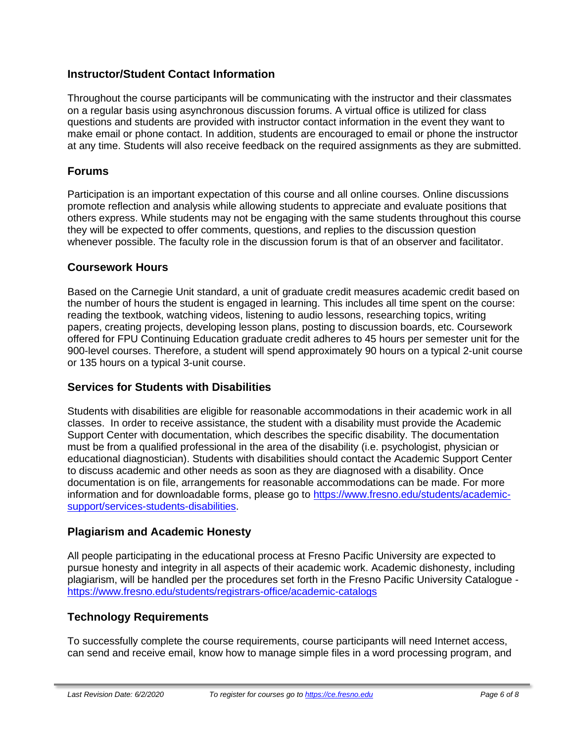## Instructor/Student Contact Information

Throughout the course participants will be communicating with the instructor and their classmates on a regular basis using asynchronous discussion forums. A virtual office is utilized for class questions and students are provided with instructor contact information in the event they want to make email or phone contact. In addition, students are encouraged to email or phone the instructor at any time. Students will also receive feedback on the required assignments as they are submitted.

## Forums

Participation is an important expectation of this course and all online courses. Online discussions promote reflection and analysis while allowing students to appreciate and evaluate positions that others express. While students may not be engaging with the same students throughout this course they will be expected to offer comments, questions, and replies to the discussion question whenever possible. The faculty role in the discussion forum is that of an observer and facilitator.

## Coursework Hours

Based on the Carnegie Unit standard, a unit of graduate credit measures academic credit based on the number of hours the student is engaged in learning. This includes all time spent on the course: reading the textbook, watching videos, listening to audio lessons, researching topics, writing papers, creating projects, developing lesson plans, posting to discussion boards, etc. Coursework offered for FPU Continuing Education graduate credit adheres to 45 hours per semester unit for the 900-level courses. Therefore, a student will spend approximately 90 hours on a typical 2-unit course or 135 hours on a typical 3-unit course.

## Services for Students with Disabilities

Students with disabilities are eligible for reasonable accommodations in their academic work in all classes. In order to receive assistance, the student with a disability must provide the Academic Support Center with documentation, which describes the specific disability. The documentation must be from a qualified professional in the area of the disability (i.e. psychologist, physician or educational diagnostician). Students with disabilities should contact the Academic Support Center to discuss academic and other needs as soon as they are diagnosed with a disability. Once documentation is on file, arrangements for reasonable accommodations can be made. For more information and for downloadable forms, please go to [https://www.fresno.edu/students/academic-support/services-students-disabilities](https://www.fresno.edu/students/academic-support/services-students-disabilities).

## Plagiarism and Academic Honesty

All people participating in the educational process at Fresno Pacific University are expected to pursue honesty and integrity in all aspects of their academic work. Academic dishonesty, including plagiarism, will be handled per the procedures set forth in the Fresno Pacific University Catalogue - [https://www.fresno.edu/students/registrars-office/academic-catalogs](https://www.fresno.edu/students/registrars-office/academic-catalogs)

## Technology Requirements

To successfully complete the course requirements, course participants will need Internet access, can send and receive email, know how to manage simple files in a word processing program, and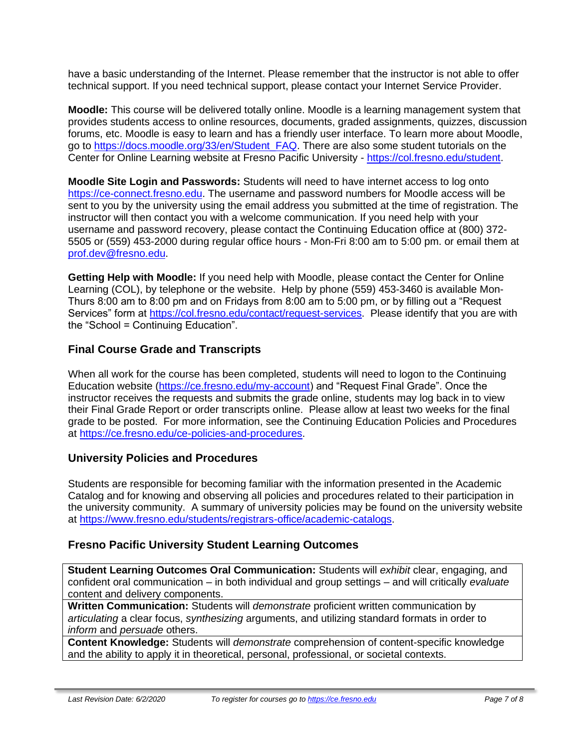have a basic understanding of the Internet. Please remember that the instructor is not able to offer technical support. If you need technical support, please contact your Internet Service Provider.

**Moodle:** This course will be delivered totally online. Moodle is a learning management system that provides students access to online resources, documents, graded assignments, quizzes, discussion forums, etc. Moodle is easy to learn and has a friendly user interface. To learn more about Moodle, go to https://docs.moodle.org/33/en/Student_FAQ. There are also some student tutorials on the Center for Online Learning website at Fresno Pacific University - https://col.fresno.edu/student.

**Moodle Site Login and Passwords:** Students will need to have internet access to log onto https://ce-connect.fresno.edu. The username and password numbers for Moodle access will be sent to you by the university using the email address you submitted at the time of registration. The instructor will then contact you with a welcome communication. If you need help with your username and password recovery, please contact the Continuing Education office at (800) 372-5505 or (559) 453-2000 during regular office hours - Mon-Fri 8:00 am to 5:00 pm. or email them at prof.dev@fresno.edu.

**Getting Help with Moodle:** If you need help with Moodle, please contact the Center for Online Learning (COL), by telephone or the website. Help by phone (559) 453-3460 is available Mon-Thurs 8:00 am to 8:00 pm and on Fridays from 8:00 am to 5:00 pm, or by filling out a "Request Services" form at https://col.fresno.edu/contact/request-services. Please identify that you are with the "School = Continuing Education".

## Final Course Grade and Transcripts

When all work for the course has been completed, students will need to logon to the Continuing Education website (https://ce.fresno.edu/my-account) and "Request Final Grade". Once the instructor receives the requests and submits the grade online, students may log back in to view their Final Grade Report or order transcripts online. Please allow at least two weeks for the final grade to be posted. For more information, see the Continuing Education Policies and Procedures at https://ce.fresno.edu/ce-policies-and-procedures.

## University Policies and Procedures

Students are responsible for becoming familiar with the information presented in the Academic Catalog and for knowing and observing all policies and procedures related to their participation in the university community. A summary of university policies may be found on the university website at https://www.fresno.edu/students/registrars-office/academic-catalogs.

## Fresno Pacific University Student Learning Outcomes

| |
|---|
| **Student Learning Outcomes Oral Communication:** Students will *exhibit* clear, engaging, and confident oral communication – in both individual and group settings – and will critically *evaluate* content and delivery components. |
| **Written Communication:** Students will *demonstrate* proficient written communication by *articulating* a clear focus, *synthesizing* arguments, and utilizing standard formats in order to *inform* and *persuade* others. |
| **Content Knowledge:** Students will *demonstrate* comprehension of content-specific knowledge and the ability to apply it in theoretical, personal, professional, or societal contexts. |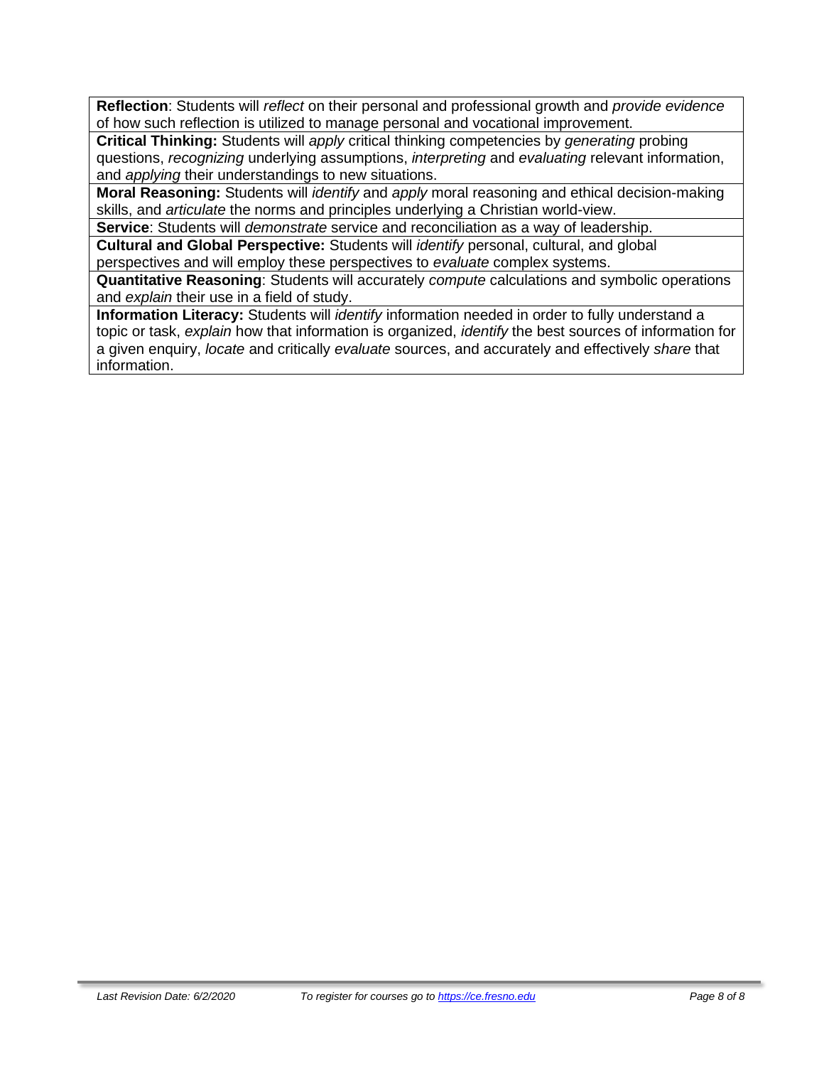| |
|---|
| **Reflection**: Students will *reflect* on their personal and professional growth and *provide evidence* of how such reflection is utilized to manage personal and vocational improvement. |
| **Critical Thinking:** Students will *apply* critical thinking competencies by *generating* probing questions, *recognizing* underlying assumptions, *interpreting* and *evaluating* relevant information, and *applying* their understandings to new situations. |
| **Moral Reasoning:** Students will *identify* and *apply* moral reasoning and ethical decision-making skills, and *articulate* the norms and principles underlying a Christian world-view. |
| **Service**: Students will *demonstrate* service and reconciliation as a way of leadership. |
| **Cultural and Global Perspective:** Students will *identify* personal, cultural, and global perspectives and will employ these perspectives to *evaluate* complex systems. |
| **Quantitative Reasoning**: Students will accurately *compute* calculations and symbolic operations and *explain* their use in a field of study. |
| **Information Literacy:** Students will *identify* information needed in order to fully understand a topic or task, *explain* how that information is organized, *identify* the best sources of information for a given enquiry, *locate* and critically *evaluate* sources, and accurately and effectively *share* that information. |